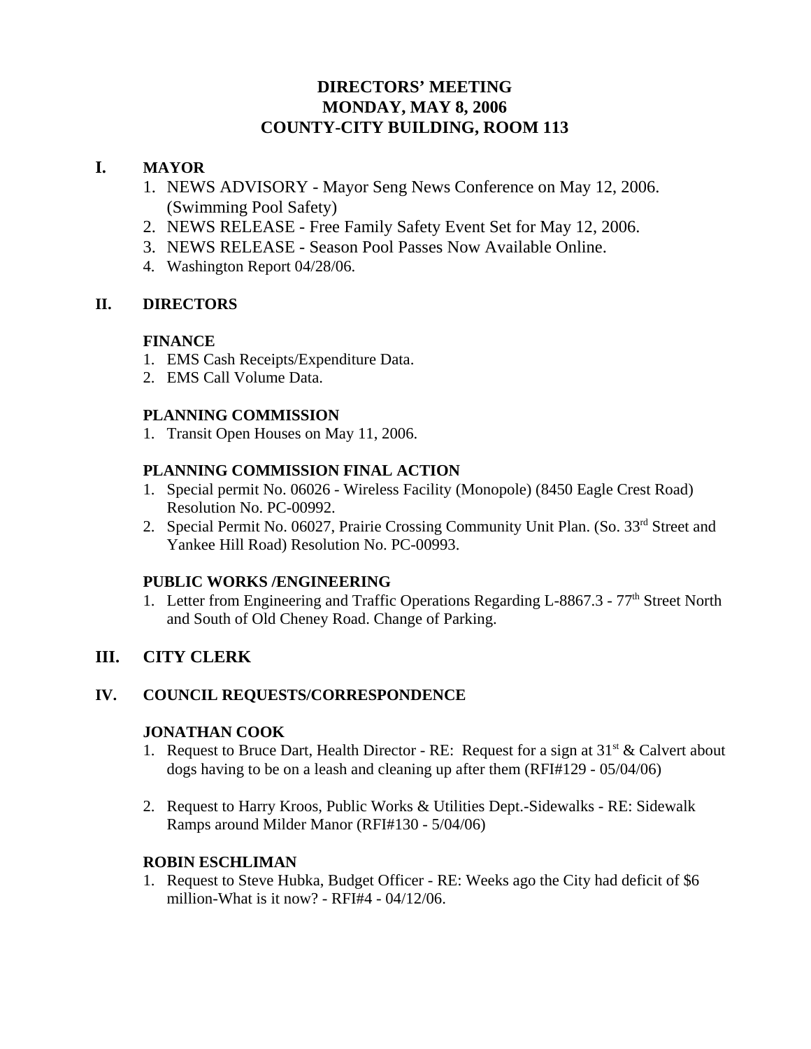# DIRECTORS' MEETING
# MONDAY, MAY 8, 2006
# COUNTY-CITY BUILDING, ROOM 113

## I. MAYOR

1. NEWS ADVISORY - Mayor Seng News Conference on May 12, 2006. (Swimming Pool Safety)
2. NEWS RELEASE - Free Family Safety Event Set for May 12, 2006.
3. NEWS RELEASE - Season Pool Passes Now Available Online.
4. Washington Report 04/28/06.

## II. DIRECTORS

### FINANCE

1. EMS Cash Receipts/Expenditure Data.
2. EMS Call Volume Data.

### PLANNING COMMISSION

1. Transit Open Houses on May 11, 2006.

### PLANNING COMMISSION FINAL ACTION

1. Special permit No. 06026 - Wireless Facility (Monopole) (8450 Eagle Crest Road) Resolution No. PC-00992.
2. Special Permit No. 06027, Prairie Crossing Community Unit Plan. (So. 33rd Street and Yankee Hill Road) Resolution No. PC-00993.

### PUBLIC WORKS /ENGINEERING

1. Letter from Engineering and Traffic Operations Regarding L-8867.3 - 77th Street North and South of Old Cheney Road. Change of Parking.

## III. CITY CLERK

## IV. COUNCIL REQUESTS/CORRESPONDENCE

### JONATHAN COOK

1. Request to Bruce Dart, Health Director - RE: Request for a sign at 31st & Calvert about dogs having to be on a leash and cleaning up after them (RFI#129 - 05/04/06)

2. Request to Harry Kroos, Public Works & Utilities Dept.-Sidewalks - RE: Sidewalk Ramps around Milder Manor (RFI#130 - 5/04/06)

### ROBIN ESCHLIMAN

1. Request to Steve Hubka, Budget Officer - RE: Weeks ago the City had deficit of $6 million-What is it now? - RFI#4 - 04/12/06.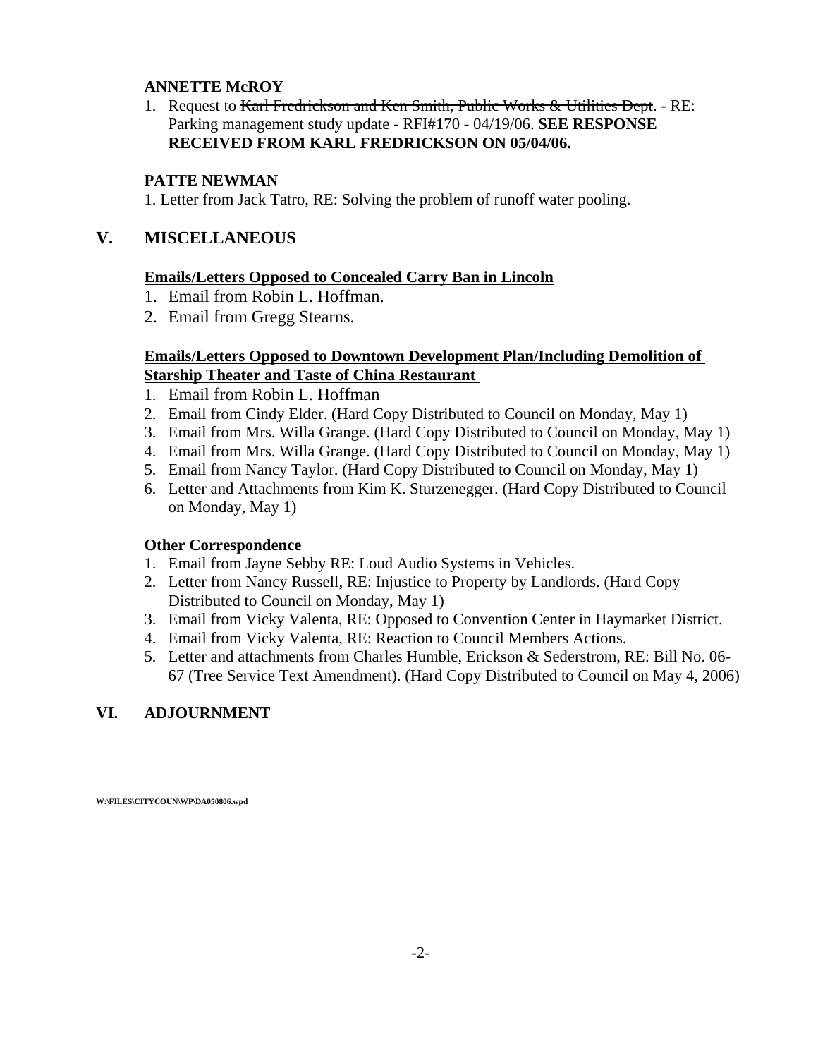**ANNETTE McROY**

1. Request to ~~Karl Fredrickson and Ken Smith, Public Works & Utilities Dept~~. - RE: Parking management study update - RFI#170 - 04/19/06. **SEE RESPONSE RECEIVED FROM KARL FREDRICKSON ON 05/04/06.**

**PATTE NEWMAN**

1. Letter from Jack Tatro, RE: Solving the problem of runoff water pooling.

## V. MISCELLANEOUS

**Emails/Letters Opposed to Concealed Carry Ban in Lincoln**

1. Email from Robin L. Hoffman.
2. Email from Gregg Stearns.

**Emails/Letters Opposed to Downtown Development Plan/Including Demolition of Starship Theater and Taste of China Restaurant**

1. Email from Robin L. Hoffman
2. Email from Cindy Elder. (Hard Copy Distributed to Council on Monday, May 1)
3. Email from Mrs. Willa Grange. (Hard Copy Distributed to Council on Monday, May 1)
4. Email from Mrs. Willa Grange. (Hard Copy Distributed to Council on Monday, May 1)
5. Email from Nancy Taylor. (Hard Copy Distributed to Council on Monday, May 1)
6. Letter and Attachments from Kim K. Sturzenegger. (Hard Copy Distributed to Council on Monday, May 1)

**Other Correspondence**

1. Email from Jayne Sebby RE: Loud Audio Systems in Vehicles.
2. Letter from Nancy Russell, RE: Injustice to Property by Landlords. (Hard Copy Distributed to Council on Monday, May 1)
3. Email from Vicky Valenta, RE: Opposed to Convention Center in Haymarket District.
4. Email from Vicky Valenta, RE: Reaction to Council Members Actions.
5. Letter and attachments from Charles Humble, Erickson & Sederstrom, RE: Bill No. 06-67 (Tree Service Text Amendment). (Hard Copy Distributed to Council on May 4, 2006)

## VI. ADJOURNMENT

W:\FILES\CITYCOUN\WP\DA050806.wpd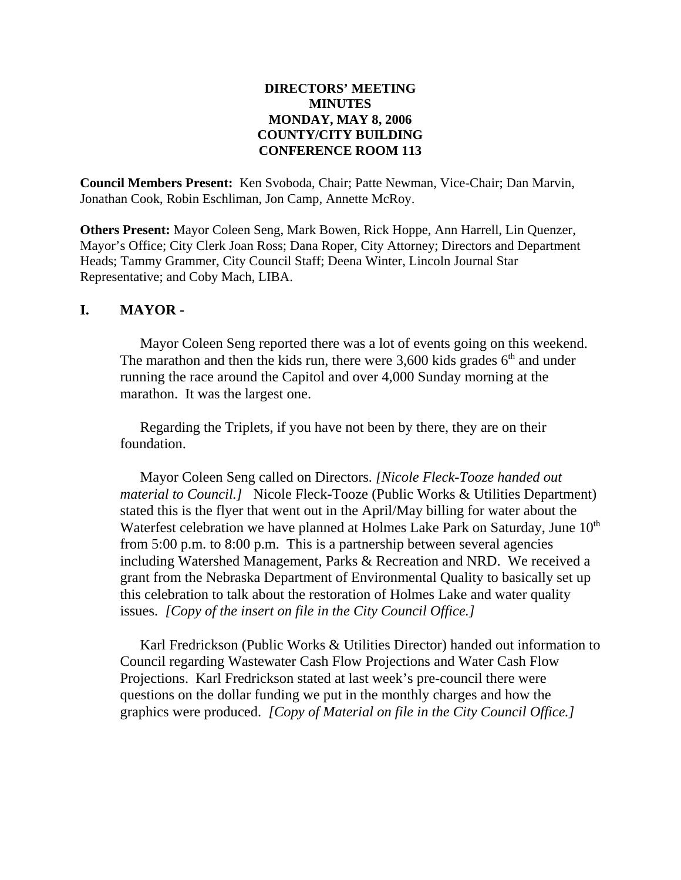**DIRECTORS' MEETING**
**MINUTES**
**MONDAY, MAY 8, 2006**
**COUNTY/CITY BUILDING**
**CONFERENCE ROOM 113**

**Council Members Present:** Ken Svoboda, Chair; Patte Newman, Vice-Chair; Dan Marvin, Jonathan Cook, Robin Eschliman, Jon Camp, Annette McRoy.

**Others Present:** Mayor Coleen Seng, Mark Bowen, Rick Hoppe, Ann Harrell, Lin Quenzer, Mayor's Office; City Clerk Joan Ross; Dana Roper, City Attorney; Directors and Department Heads; Tammy Grammer, City Council Staff; Deena Winter, Lincoln Journal Star Representative; and Coby Mach, LIBA.

## I. MAYOR -

Mayor Coleen Seng reported there was a lot of events going on this weekend. The marathon and then the kids run, there were 3,600 kids grades 6th and under running the race around the Capitol and over 4,000 Sunday morning at the marathon. It was the largest one.

Regarding the Triplets, if you have not been by there, they are on their foundation.

Mayor Coleen Seng called on Directors. *[Nicole Fleck-Tooze handed out material to Council.]* Nicole Fleck-Tooze (Public Works & Utilities Department) stated this is the flyer that went out in the April/May billing for water about the Waterfest celebration we have planned at Holmes Lake Park on Saturday, June 10th from 5:00 p.m. to 8:00 p.m. This is a partnership between several agencies including Watershed Management, Parks & Recreation and NRD. We received a grant from the Nebraska Department of Environmental Quality to basically set up this celebration to talk about the restoration of Holmes Lake and water quality issues. *[Copy of the insert on file in the City Council Office.]*

Karl Fredrickson (Public Works & Utilities Director) handed out information to Council regarding Wastewater Cash Flow Projections and Water Cash Flow Projections. Karl Fredrickson stated at last week's pre-council there were questions on the dollar funding we put in the monthly charges and how the graphics were produced. *[Copy of Material on file in the City Council Office.]*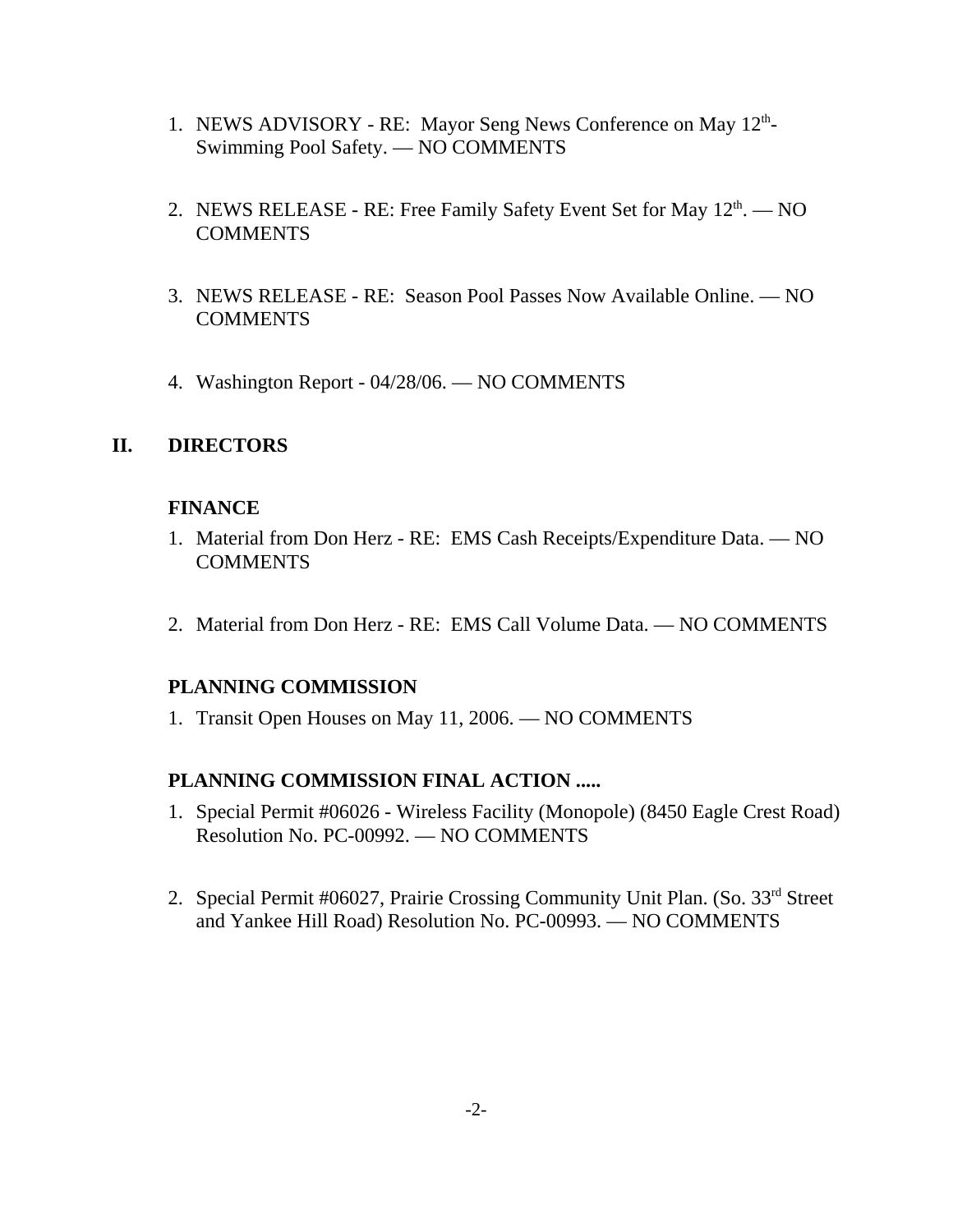1. NEWS ADVISORY - RE: Mayor Seng News Conference on May 12th- Swimming Pool Safety. — NO COMMENTS

2. NEWS RELEASE - RE: Free Family Safety Event Set for May 12th. — NO COMMENTS

3. NEWS RELEASE - RE: Season Pool Passes Now Available Online. — NO COMMENTS

4. Washington Report - 04/28/06. — NO COMMENTS

## II. DIRECTORS

### FINANCE

1. Material from Don Herz - RE: EMS Cash Receipts/Expenditure Data. — NO COMMENTS

2. Material from Don Herz - RE: EMS Call Volume Data. — NO COMMENTS

### PLANNING COMMISSION

1. Transit Open Houses on May 11, 2006. — NO COMMENTS

### PLANNING COMMISSION FINAL ACTION .....

1. Special Permit #06026 - Wireless Facility (Monopole) (8450 Eagle Crest Road) Resolution No. PC-00992. — NO COMMENTS

2. Special Permit #06027, Prairie Crossing Community Unit Plan. (So. 33rd Street and Yankee Hill Road) Resolution No. PC-00993. — NO COMMENTS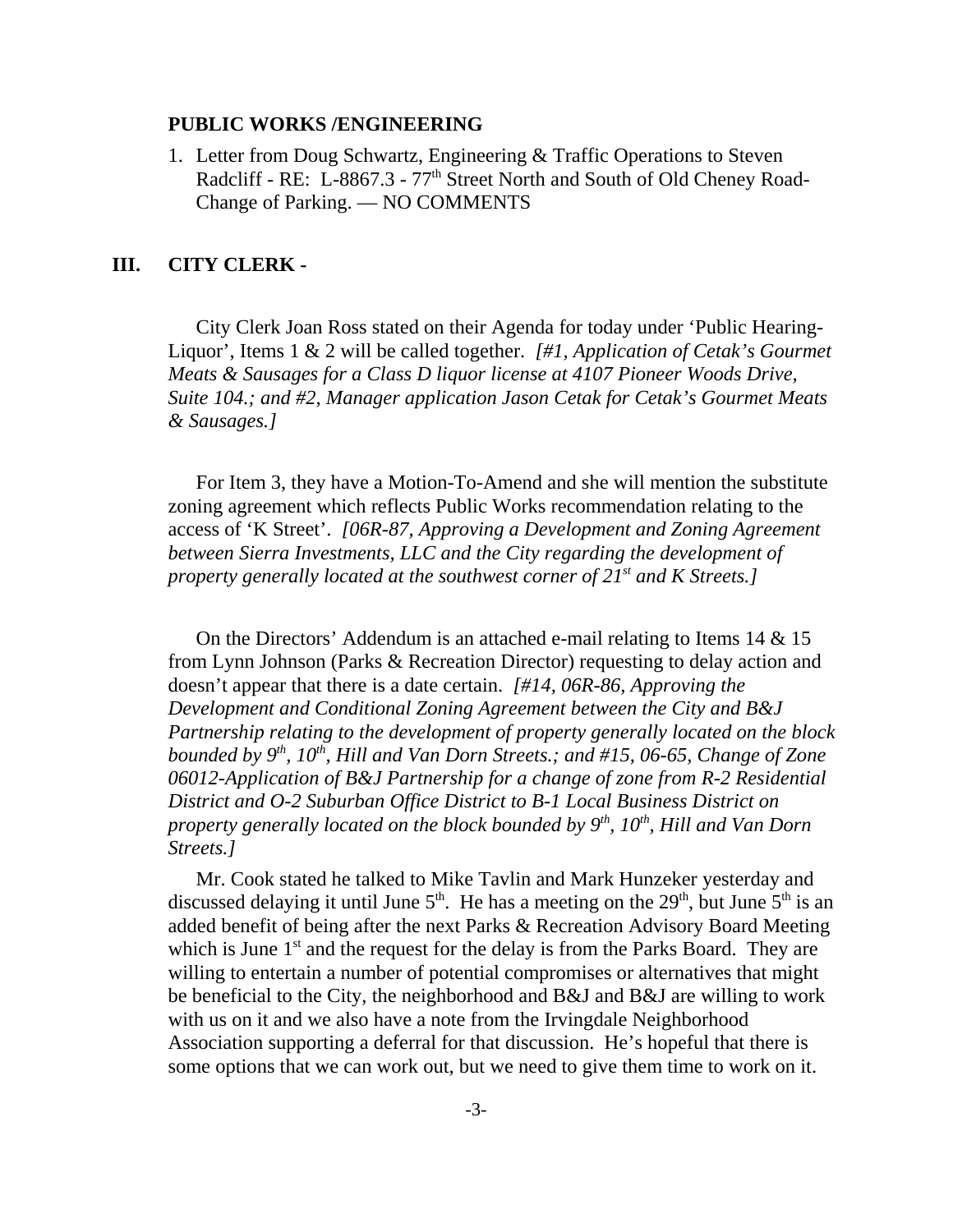**PUBLIC WORKS /ENGINEERING**

1. Letter from Doug Schwartz, Engineering & Traffic Operations to Steven Radcliff - RE: L-8867.3 - 77th Street North and South of Old Cheney Road-Change of Parking. — NO COMMENTS

## III. CITY CLERK -

City Clerk Joan Ross stated on their Agenda for today under 'Public Hearing-Liquor', Items 1 & 2 will be called together. *[#1, Application of Cetak's Gourmet Meats & Sausages for a Class D liquor license at 4107 Pioneer Woods Drive, Suite 104.; and #2, Manager application Jason Cetak for Cetak's Gourmet Meats & Sausages.]*

For Item 3, they have a Motion-To-Amend and she will mention the substitute zoning agreement which reflects Public Works recommendation relating to the access of 'K Street'. *[06R-87, Approving a Development and Zoning Agreement between Sierra Investments, LLC and the City regarding the development of property generally located at the southwest corner of 21st and K Streets.]*

On the Directors' Addendum is an attached e-mail relating to Items 14 & 15 from Lynn Johnson (Parks & Recreation Director) requesting to delay action and doesn't appear that there is a date certain. *[#14, 06R-86, Approving the Development and Conditional Zoning Agreement between the City and B&J Partnership relating to the development of property generally located on the block bounded by 9th, 10th, Hill and Van Dorn Streets.; and #15, 06-65, Change of Zone 06012-Application of B&J Partnership for a change of zone from R-2 Residential District and O-2 Suburban Office District to B-1 Local Business District on property generally located on the block bounded by 9th, 10th, Hill and Van Dorn Streets.]*

Mr. Cook stated he talked to Mike Tavlin and Mark Hunzeker yesterday and discussed delaying it until June 5th. He has a meeting on the 29th, but June 5th is an added benefit of being after the next Parks & Recreation Advisory Board Meeting which is June 1st and the request for the delay is from the Parks Board. They are willing to entertain a number of potential compromises or alternatives that might be beneficial to the City, the neighborhood and B&J and B&J are willing to work with us on it and we also have a note from the Irvingdale Neighborhood Association supporting a deferral for that discussion. He's hopeful that there is some options that we can work out, but we need to give them time to work on it.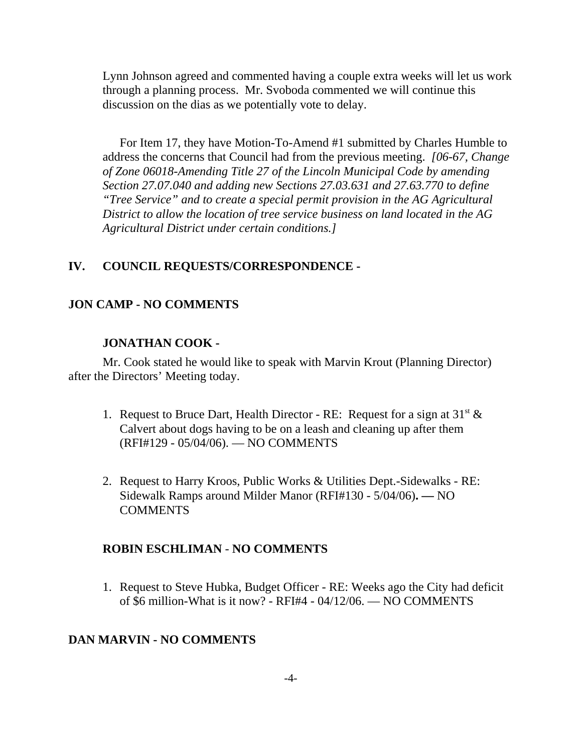Lynn Johnson agreed and commented having a couple extra weeks will let us work through a planning process. Mr. Svoboda commented we will continue this discussion on the dias as we potentially vote to delay.

For Item 17, they have Motion-To-Amend #1 submitted by Charles Humble to address the concerns that Council had from the previous meeting. *[06-67, Change of Zone 06018-Amending Title 27 of the Lincoln Municipal Code by amending Section 27.07.040 and adding new Sections 27.03.631 and 27.63.770 to define "Tree Service" and to create a special permit provision in the AG Agricultural District to allow the location of tree service business on land located in the AG Agricultural District under certain conditions.]*

## IV. COUNCIL REQUESTS/CORRESPONDENCE -

**JON CAMP - NO COMMENTS**

**JONATHAN COOK -**

Mr. Cook stated he would like to speak with Marvin Krout (Planning Director) after the Directors' Meeting today.

1. Request to Bruce Dart, Health Director - RE: Request for a sign at 31st & Calvert about dogs having to be on a leash and cleaning up after them (RFI#129 - 05/04/06). — NO COMMENTS

2. Request to Harry Kroos, Public Works & Utilities Dept.-Sidewalks - RE: Sidewalk Ramps around Milder Manor (RFI#130 - 5/04/06). — NO COMMENTS

**ROBIN ESCHLIMAN - NO COMMENTS**

1. Request to Steve Hubka, Budget Officer - RE: Weeks ago the City had deficit of $6 million-What is it now? - RFI#4 - 04/12/06. — NO COMMENTS

**DAN MARVIN - NO COMMENTS**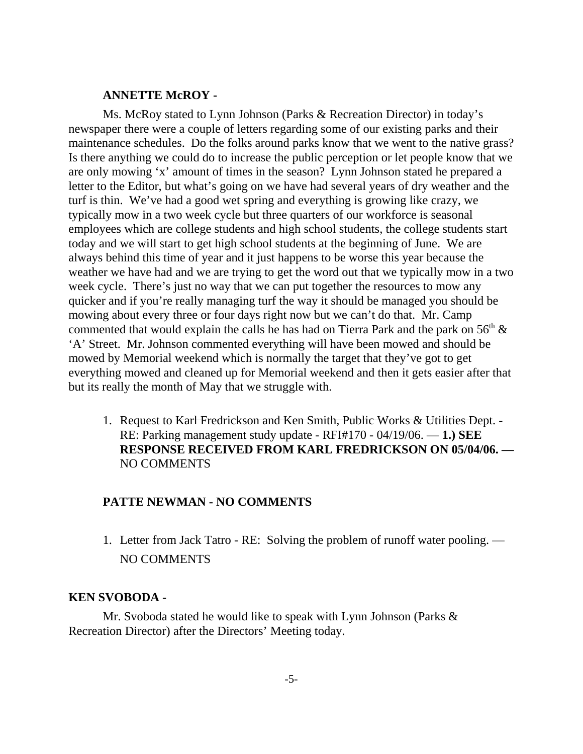**ANNETTE McROY -**

Ms. McRoy stated to Lynn Johnson (Parks & Recreation Director) in today's newspaper there were a couple of letters regarding some of our existing parks and their maintenance schedules. Do the folks around parks know that we went to the native grass? Is there anything we could do to increase the public perception or let people know that we are only mowing 'x' amount of times in the season? Lynn Johnson stated he prepared a letter to the Editor, but what's going on we have had several years of dry weather and the turf is thin. We've had a good wet spring and everything is growing like crazy, we typically mow in a two week cycle but three quarters of our workforce is seasonal employees which are college students and high school students, the college students start today and we will start to get high school students at the beginning of June. We are always behind this time of year and it just happens to be worse this year because the weather we have had and we are trying to get the word out that we typically mow in a two week cycle. There's just no way that we can put together the resources to mow any quicker and if you're really managing turf the way it should be managed you should be mowing about every three or four days right now but we can't do that. Mr. Camp commented that would explain the calls he has had on Tierra Park and the park on 56th & 'A' Street. Mr. Johnson commented everything will have been mowed and should be mowed by Memorial weekend which is normally the target that they've got to get everything mowed and cleaned up for Memorial weekend and then it gets easier after that but its really the month of May that we struggle with.

1. Request to ~~Karl Fredrickson and Ken Smith, Public Works & Utilities Dept~~. - RE: Parking management study update - RFI#170 - 04/19/06. — **1.) SEE RESPONSE RECEIVED FROM KARL FREDRICKSON ON 05/04/06. —** NO COMMENTS

**PATTE NEWMAN - NO COMMENTS**

1. Letter from Jack Tatro - RE: Solving the problem of runoff water pooling. — NO COMMENTS

**KEN SVOBODA -**

Mr. Svoboda stated he would like to speak with Lynn Johnson (Parks & Recreation Director) after the Directors' Meeting today.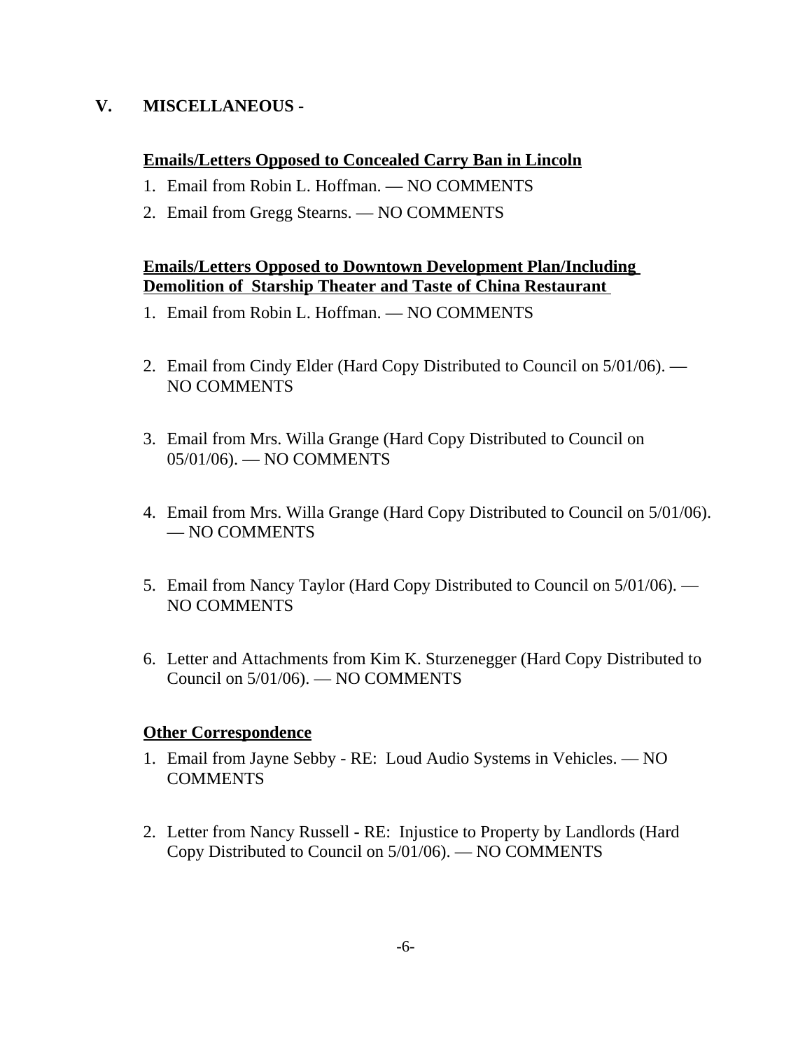## V. MISCELLANEOUS -

**Emails/Letters Opposed to Concealed Carry Ban in Lincoln**

1. Email from Robin L. Hoffman. — NO COMMENTS
2. Email from Gregg Stearns. — NO COMMENTS

**Emails/Letters Opposed to Downtown Development Plan/Including Demolition of Starship Theater and Taste of China Restaurant**

1. Email from Robin L. Hoffman. — NO COMMENTS
2. Email from Cindy Elder (Hard Copy Distributed to Council on 5/01/06). — NO COMMENTS
3. Email from Mrs. Willa Grange (Hard Copy Distributed to Council on 05/01/06). — NO COMMENTS
4. Email from Mrs. Willa Grange (Hard Copy Distributed to Council on 5/01/06). — NO COMMENTS
5. Email from Nancy Taylor (Hard Copy Distributed to Council on 5/01/06). — NO COMMENTS
6. Letter and Attachments from Kim K. Sturzenegger (Hard Copy Distributed to Council on 5/01/06). — NO COMMENTS

**Other Correspondence**

1. Email from Jayne Sebby - RE: Loud Audio Systems in Vehicles. — NO COMMENTS
2. Letter from Nancy Russell - RE: Injustice to Property by Landlords (Hard Copy Distributed to Council on 5/01/06). — NO COMMENTS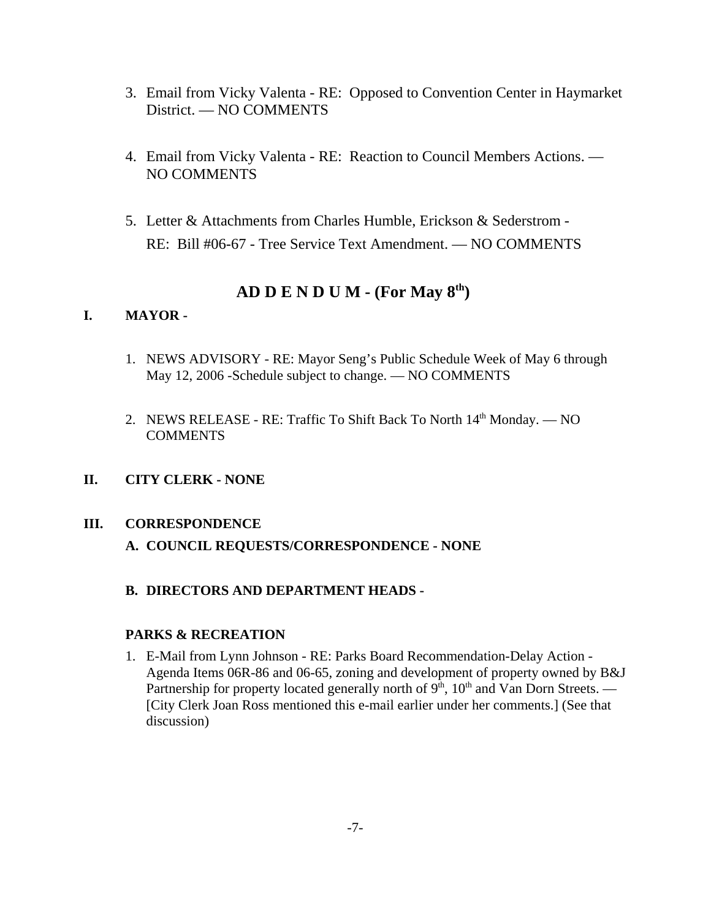3. Email from Vicky Valenta - RE: Opposed to Convention Center in Haymarket District. — NO COMMENTS

4. Email from Vicky Valenta - RE: Reaction to Council Members Actions. — NO COMMENTS

5. Letter & Attachments from Charles Humble, Erickson & Sederstrom - RE: Bill #06-67 - Tree Service Text Amendment. — NO COMMENTS

## AD D E N D U M - (For May 8th)

**I. MAYOR -**

1. NEWS ADVISORY - RE: Mayor Seng's Public Schedule Week of May 6 through May 12, 2006 -Schedule subject to change. — NO COMMENTS

2. NEWS RELEASE - RE: Traffic To Shift Back To North 14th Monday. — NO COMMENTS

**II. CITY CLERK - NONE**

**III. CORRESPONDENCE**

**A. COUNCIL REQUESTS/CORRESPONDENCE - NONE**

**B. DIRECTORS AND DEPARTMENT HEADS -**

**PARKS & RECREATION**

1. E-Mail from Lynn Johnson - RE: Parks Board Recommendation-Delay Action - Agenda Items 06R-86 and 06-65, zoning and development of property owned by B&J Partnership for property located generally north of 9th, 10th and Van Dorn Streets. — [City Clerk Joan Ross mentioned this e-mail earlier under her comments.] (See that discussion)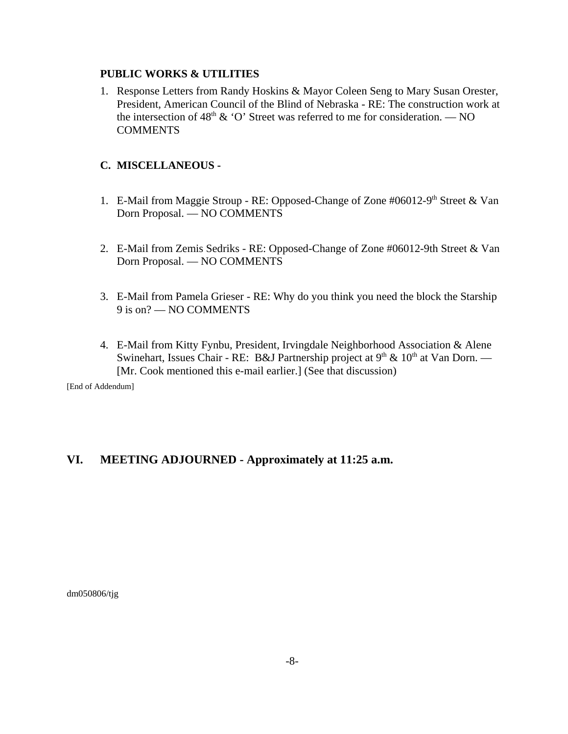**PUBLIC WORKS & UTILITIES**

1. Response Letters from Randy Hoskins & Mayor Coleen Seng to Mary Susan Orester, President, American Council of the Blind of Nebraska - RE: The construction work at the intersection of 48th & 'O' Street was referred to me for consideration. — NO COMMENTS

**C. MISCELLANEOUS -**

1. E-Mail from Maggie Stroup - RE: Opposed-Change of Zone #06012-9th Street & Van Dorn Proposal. — NO COMMENTS

2. E-Mail from Zemis Sedriks - RE: Opposed-Change of Zone #06012-9th Street & Van Dorn Proposal. — NO COMMENTS

3. E-Mail from Pamela Grieser - RE: Why do you think you need the block the Starship 9 is on? — NO COMMENTS

4. E-Mail from Kitty Fynbu, President, Irvingdale Neighborhood Association & Alene Swinehart, Issues Chair - RE: B&J Partnership project at 9th & 10th at Van Dorn. — [Mr. Cook mentioned this e-mail earlier.] (See that discussion)

[End of Addendum]

## VI. MEETING ADJOURNED - Approximately at 11:25 a.m.

dm050806/tjg